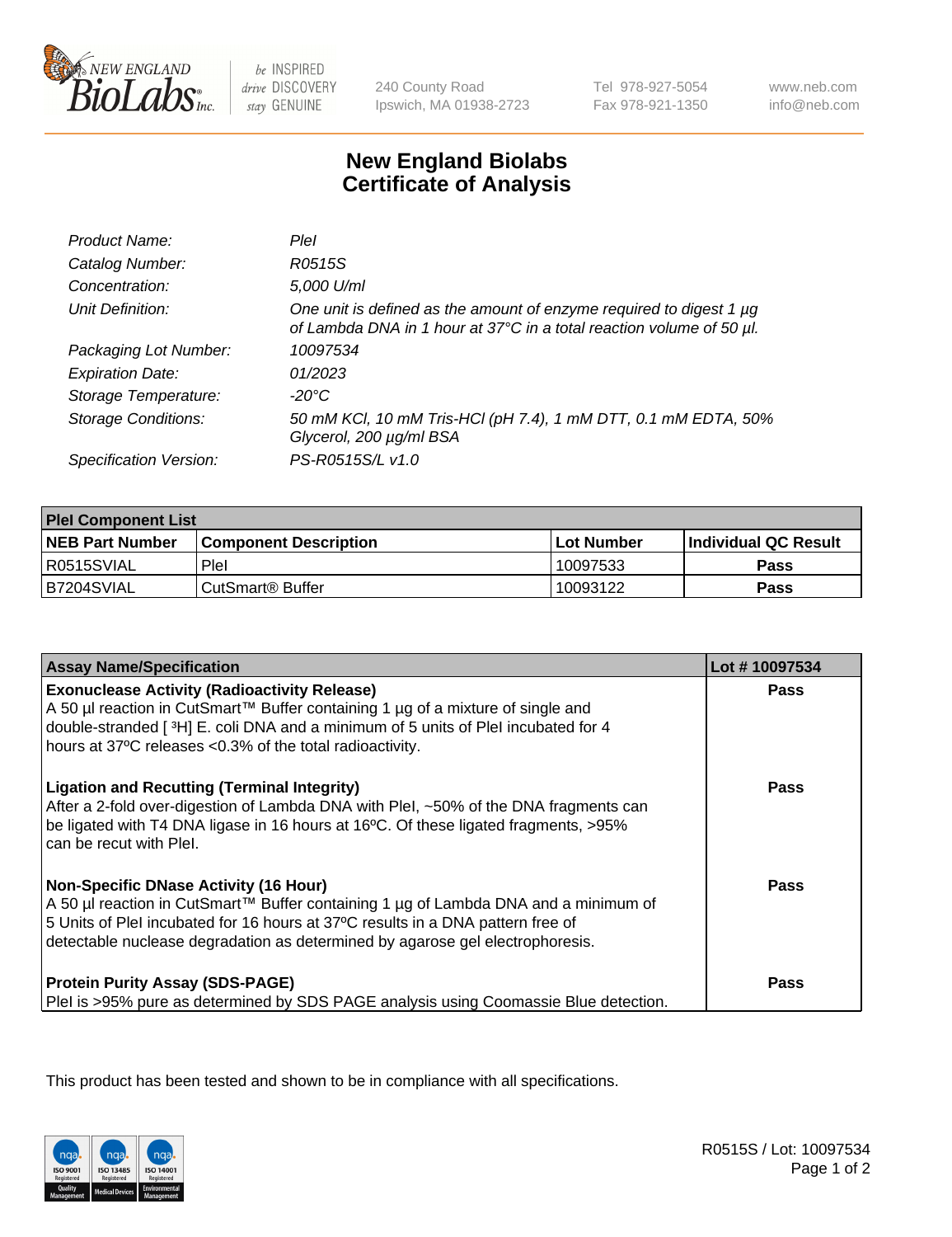New England BioLabs Inc. — be INSPIRED drive DISCOVERY stay GENUINE

240 County Road
Ipswich, MA 01938-2723

Tel 978-927-5054
Fax 978-921-1350

www.neb.com
info@neb.com

# New England Biolabs
# Certificate of Analysis

| | |
|---|---|
| *Product Name:* | *PleI* |
| *Catalog Number:* | *R0515S* |
| *Concentration:* | *5,000 U/ml* |
| *Unit Definition:* | *One unit is defined as the amount of enzyme required to digest 1 µg of Lambda DNA in 1 hour at 37°C in a total reaction volume of 50 µl.* |
| *Packaging Lot Number:* | *10097534* |
| *Expiration Date:* | *01/2023* |
| *Storage Temperature:* | *-20°C* |
| *Storage Conditions:* | *50 mM KCl, 10 mM Tris-HCl (pH 7.4), 1 mM DTT, 0.1 mM EDTA, 50% Glycerol, 200 µg/ml BSA* |
| *Specification Version:* | *PS-R0515S/L v1.0* |

| **PleI Component List** | | | |
|---|---|---|---|
| **NEB Part Number** | **Component Description** | **Lot Number** | **Individual QC Result** |
| R0515SVIAL | PleI | 10097533 | **Pass** |
| B7204SVIAL | CutSmart® Buffer | 10093122 | **Pass** |

| **Assay Name/Specification** | **Lot # 10097534** |
|---|---|
| **Exonuclease Activity (Radioactivity Release)** A 50 µl reaction in CutSmart™ Buffer containing 1 µg of a mixture of single and double-stranded [ $^{3}$H] E. coli DNA and a minimum of 5 units of PleI incubated for 4 hours at 37ºC releases <0.3% of the total radioactivity. | **Pass** |
| **Ligation and Recutting (Terminal Integrity)** After a 2-fold over-digestion of Lambda DNA with PleI, ~50% of the DNA fragments can be ligated with T4 DNA ligase in 16 hours at 16ºC. Of these ligated fragments, >95% can be recut with PleI. | **Pass** |
| **Non-Specific DNase Activity (16 Hour)** A 50 µl reaction in CutSmart™ Buffer containing 1 µg of Lambda DNA and a minimum of 5 Units of PleI incubated for 16 hours at 37ºC results in a DNA pattern free of detectable nuclease degradation as determined by agarose gel electrophoresis. | **Pass** |
| **Protein Purity Assay (SDS-PAGE)** PleI is >95% pure as determined by SDS PAGE analysis using Coomassie Blue detection. | **Pass** |

This product has been tested and shown to be in compliance with all specifications.

R0515S / Lot: 10097534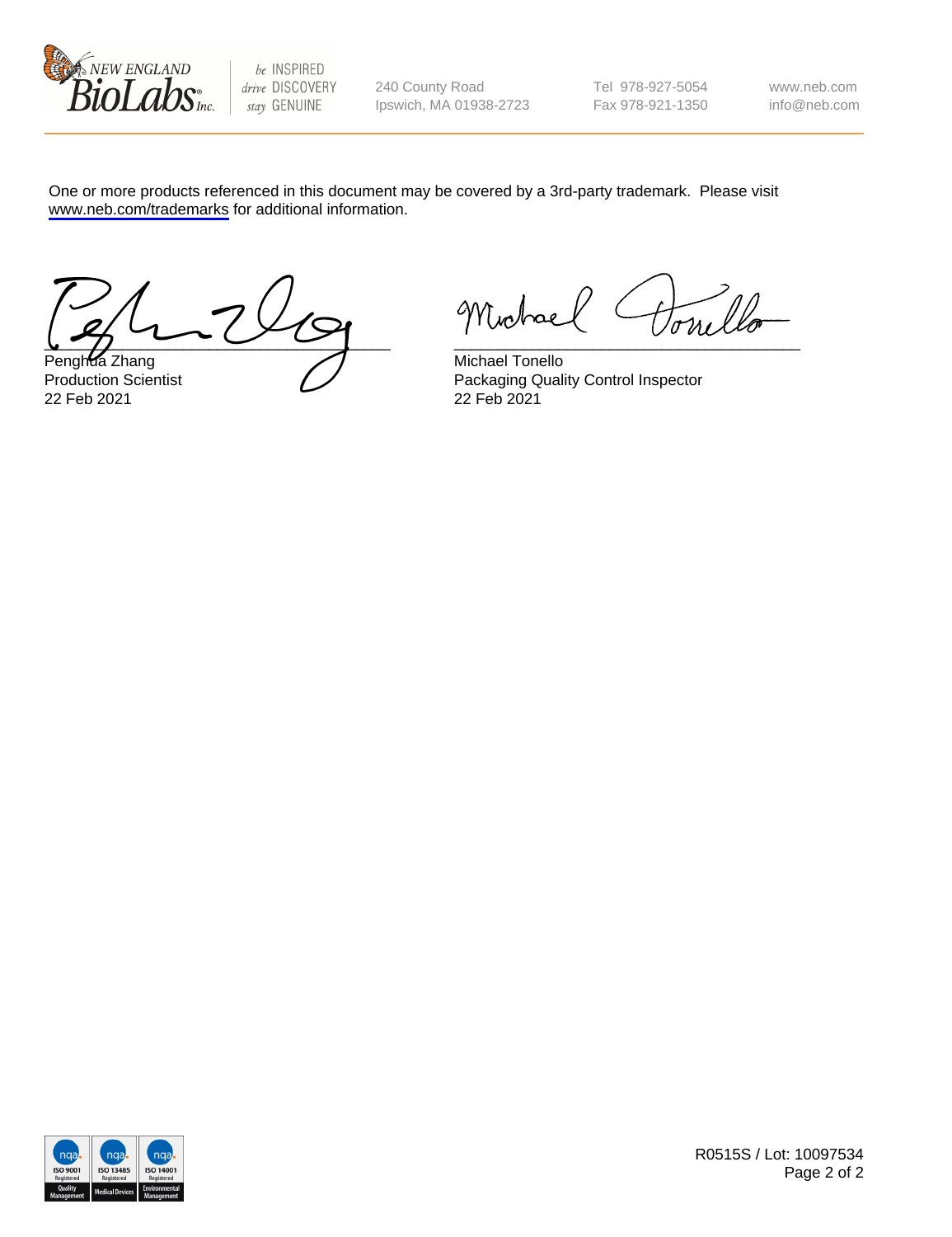One or more products referenced in this document may be covered by a 3rd-party trademark. Please visit www.neb.com/trademarks for additional information.

Penghua Zhang
Production Scientist
22 Feb 2021

Michael Tonello
Packaging Quality Control Inspector
22 Feb 2021

R0515S / Lot: 10097534